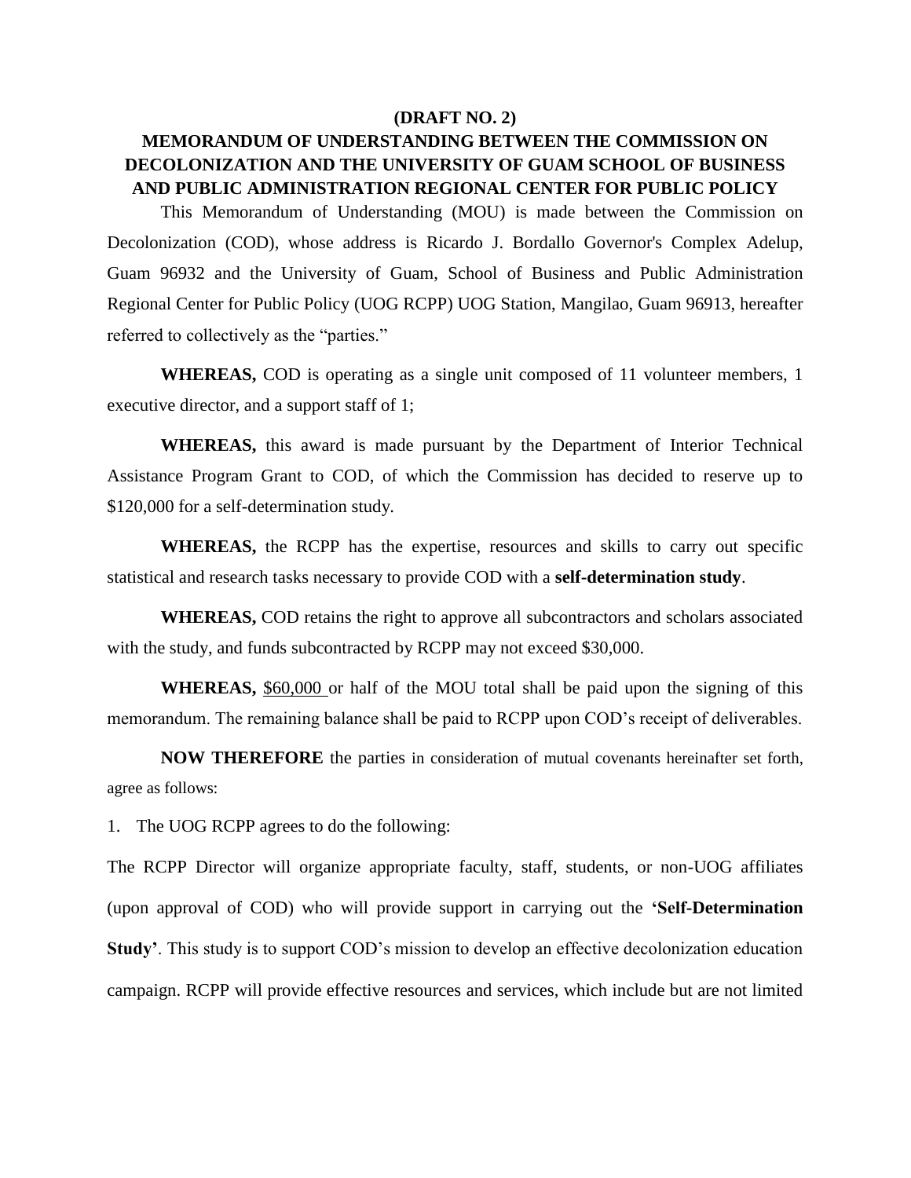**(DRAFT NO. 2)**

# MEMORANDUM OF UNDERSTANDING BETWEEN THE COMMISSION ON DECOLONIZATION AND THE UNIVERSITY OF GUAM SCHOOL OF BUSINESS AND PUBLIC ADMINISTRATION REGIONAL CENTER FOR PUBLIC POLICY

This Memorandum of Understanding (MOU) is made between the Commission on Decolonization (COD), whose address is Ricardo J. Bordallo Governor's Complex Adelup, Guam 96932 and the University of Guam, School of Business and Public Administration Regional Center for Public Policy (UOG RCPP) UOG Station, Mangilao, Guam 96913, hereafter referred to collectively as the "parties."

**WHEREAS,** COD is operating as a single unit composed of 11 volunteer members, 1 executive director, and a support staff of 1;

**WHEREAS,** this award is made pursuant by the Department of Interior Technical Assistance Program Grant to COD, of which the Commission has decided to reserve up to $120,000 for a self-determination study.

**WHEREAS,** the RCPP has the expertise, resources and skills to carry out specific statistical and research tasks necessary to provide COD with a **self-determination study**.

**WHEREAS,** COD retains the right to approve all subcontractors and scholars associated with the study, and funds subcontracted by RCPP may not exceed $30,000.

**WHEREAS,** $60,000 or half of the MOU total shall be paid upon the signing of this memorandum. The remaining balance shall be paid to RCPP upon COD's receipt of deliverables.

**NOW THEREFORE** the parties in consideration of mutual covenants hereinafter set forth, agree as follows:

1. The UOG RCPP agrees to do the following:

The RCPP Director will organize appropriate faculty, staff, students, or non-UOG affiliates (upon approval of COD) who will provide support in carrying out the **'Self-Determination Study'**. This study is to support COD's mission to develop an effective decolonization education campaign. RCPP will provide effective resources and services, which include but are not limited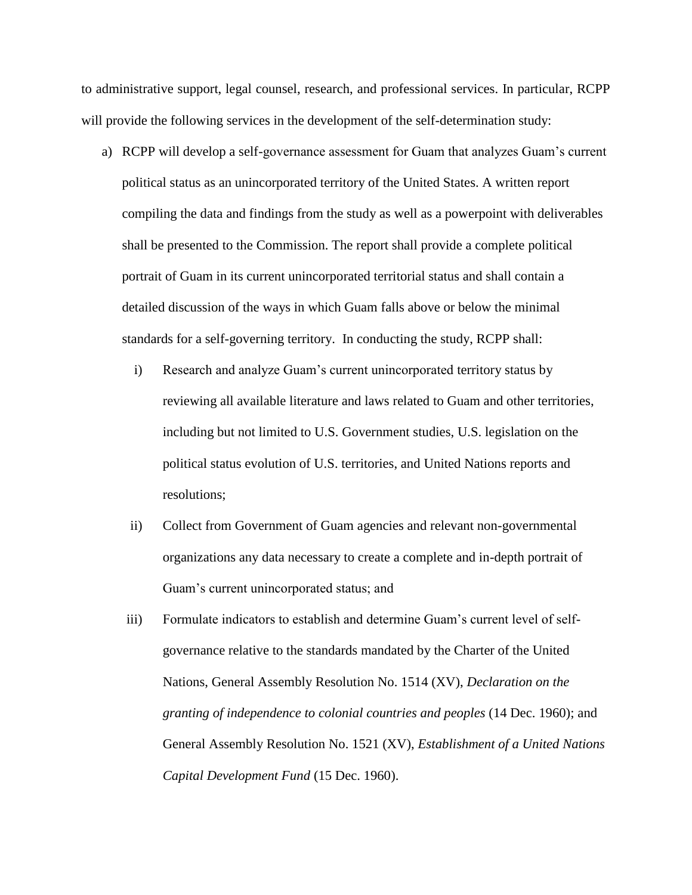to administrative support, legal counsel, research, and professional services. In particular, RCPP will provide the following services in the development of the self-determination study:

a) RCPP will develop a self-governance assessment for Guam that analyzes Guam's current political status as an unincorporated territory of the United States. A written report compiling the data and findings from the study as well as a powerpoint with deliverables shall be presented to the Commission. The report shall provide a complete political portrait of Guam in its current unincorporated territorial status and shall contain a detailed discussion of the ways in which Guam falls above or below the minimal standards for a self-governing territory. In conducting the study, RCPP shall:

    i) Research and analyze Guam's current unincorporated territory status by reviewing all available literature and laws related to Guam and other territories, including but not limited to U.S. Government studies, U.S. legislation on the political status evolution of U.S. territories, and United Nations reports and resolutions;

    ii) Collect from Government of Guam agencies and relevant non-governmental organizations any data necessary to create a complete and in-depth portrait of Guam's current unincorporated status; and

    iii) Formulate indicators to establish and determine Guam's current level of self-governance relative to the standards mandated by the Charter of the United Nations, General Assembly Resolution No. 1514 (XV), *Declaration on the granting of independence to colonial countries and peoples* (14 Dec. 1960); and General Assembly Resolution No. 1521 (XV), *Establishment of a United Nations Capital Development Fund* (15 Dec. 1960).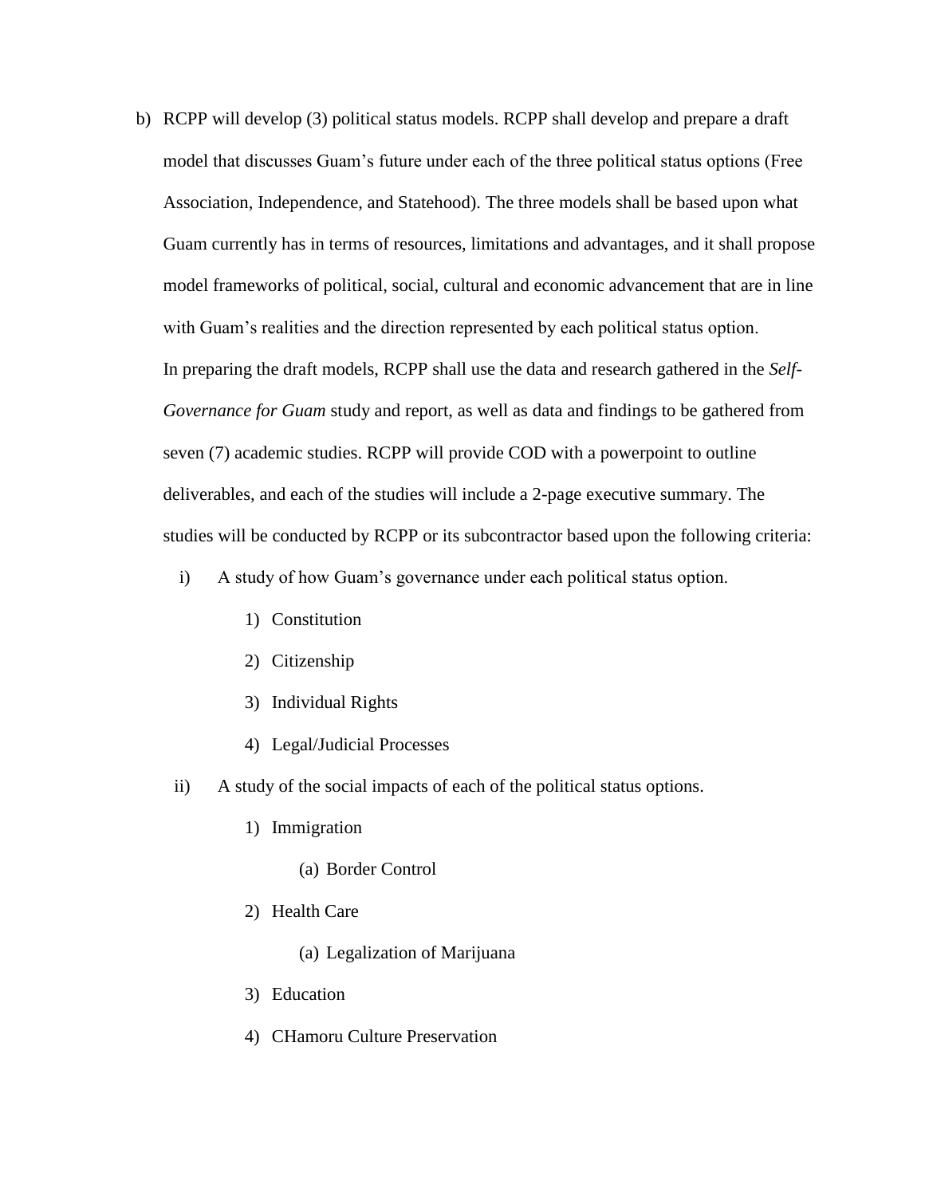b) RCPP will develop (3) political status models. RCPP shall develop and prepare a draft model that discusses Guam's future under each of the three political status options (Free Association, Independence, and Statehood). The three models shall be based upon what Guam currently has in terms of resources, limitations and advantages, and it shall propose model frameworks of political, social, cultural and economic advancement that are in line with Guam's realities and the direction represented by each political status option.
In preparing the draft models, RCPP shall use the data and research gathered in the *Self-Governance for Guam* study and report, as well as data and findings to be gathered from seven (7) academic studies. RCPP will provide COD with a powerpoint to outline deliverables, and each of the studies will include a 2-page executive summary. The studies will be conducted by RCPP or its subcontractor based upon the following criteria:

   i) A study of how Guam's governance under each political status option.
      1) Constitution
      2) Citizenship
      3) Individual Rights
      4) Legal/Judicial Processes
   ii) A study of the social impacts of each of the political status options.
      1) Immigration
         (a) Border Control
      2) Health Care
         (a) Legalization of Marijuana
      3) Education
      4) CHamoru Culture Preservation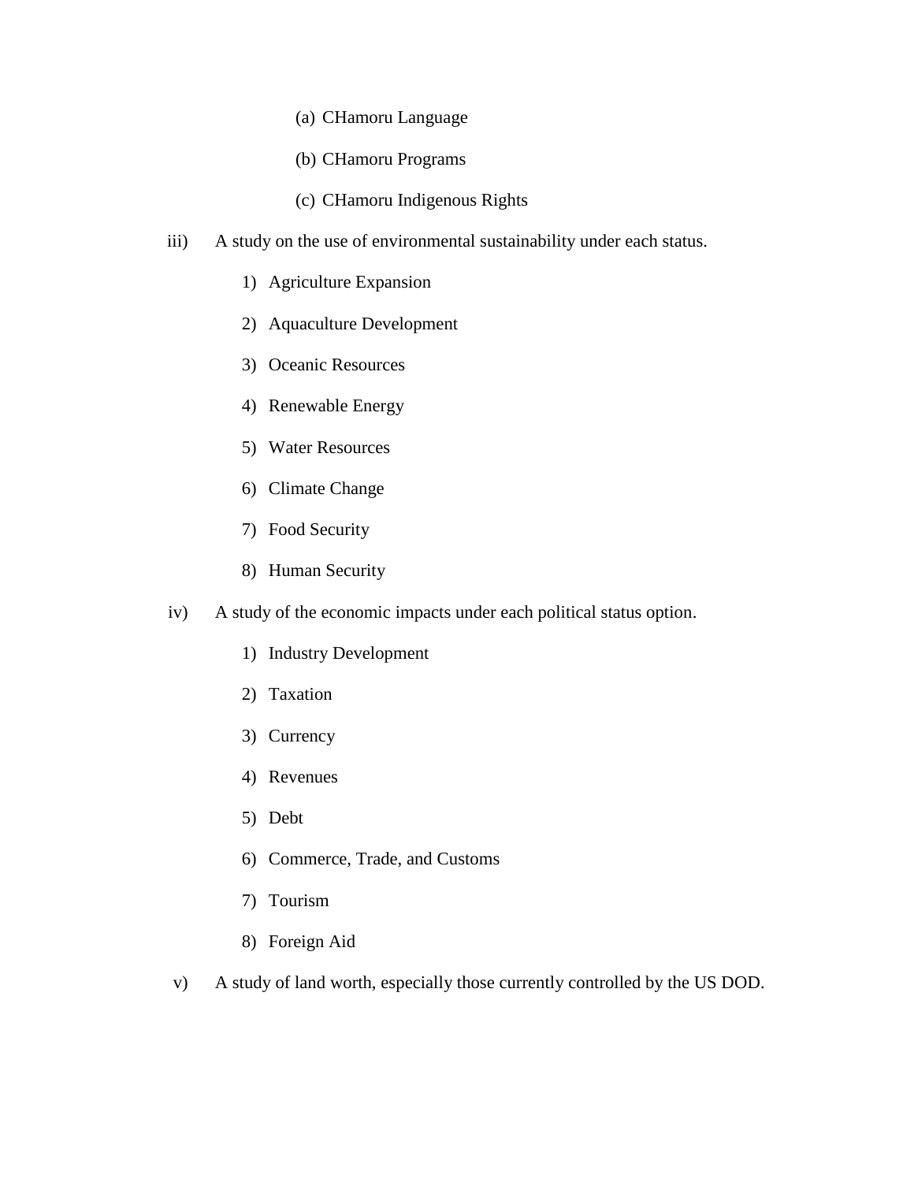(a) CHamoru Language

(b) CHamoru Programs

(c) CHamoru Indigenous Rights

iii) A study on the use of environmental sustainability under each status.

1) Agriculture Expansion
2) Aquaculture Development
3) Oceanic Resources
4) Renewable Energy
5) Water Resources
6) Climate Change
7) Food Security
8) Human Security

iv) A study of the economic impacts under each political status option.

1) Industry Development
2) Taxation
3) Currency
4) Revenues
5) Debt
6) Commerce, Trade, and Customs
7) Tourism
8) Foreign Aid

v) A study of land worth, especially those currently controlled by the US DOD.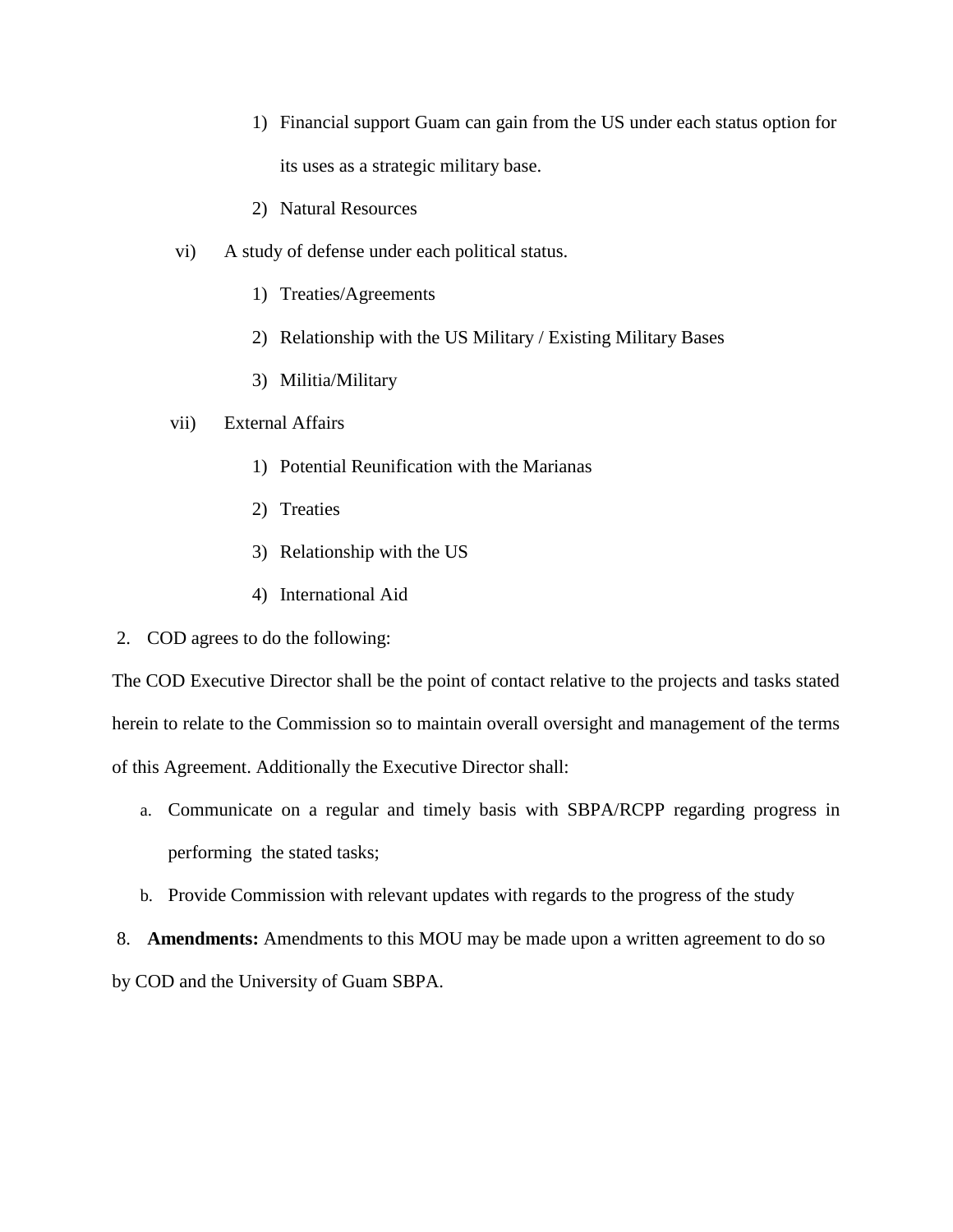1) Financial support Guam can gain from the US under each status option for its uses as a strategic military base.
2) Natural Resources

vi) A study of defense under each political status.

1) Treaties/Agreements
2) Relationship with the US Military / Existing Military Bases
3) Militia/Military

vii) External Affairs

1) Potential Reunification with the Marianas
2) Treaties
3) Relationship with the US
4) International Aid

2. COD agrees to do the following:

The COD Executive Director shall be the point of contact relative to the projects and tasks stated herein to relate to the Commission so to maintain overall oversight and management of the terms of this Agreement. Additionally the Executive Director shall:

a. Communicate on a regular and timely basis with SBPA/RCPP regarding progress in performing the stated tasks;
b. Provide Commission with relevant updates with regards to the progress of the study

8. **Amendments:** Amendments to this MOU may be made upon a written agreement to do so by COD and the University of Guam SBPA.